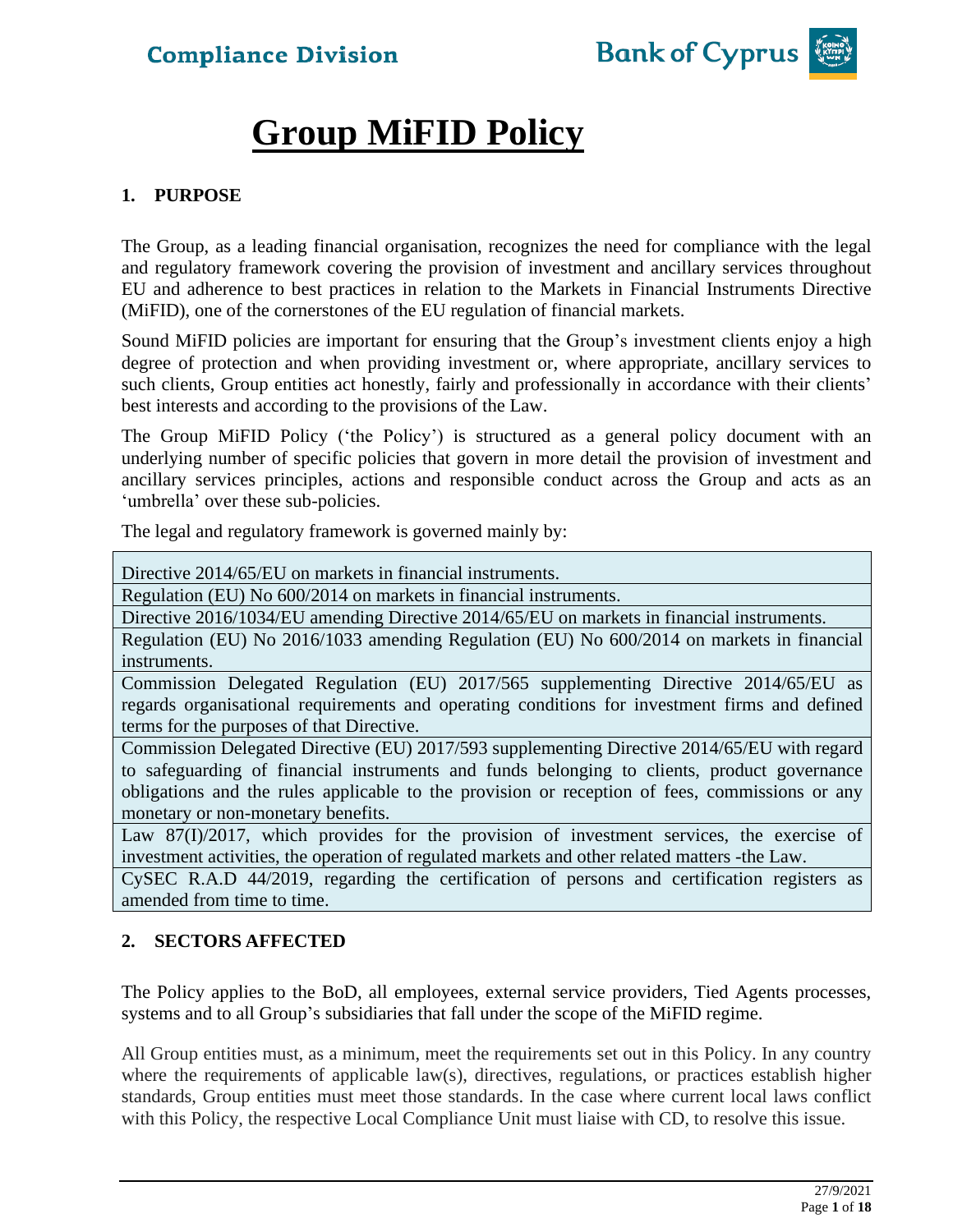# Group MiFID Policy

## 1. PURPOSE

The Group, as a leading financial organisation, recognizes the need for compliance with the legal and regulatory framework covering the provision of investment and ancillary services throughout EU and adherence to best practices in relation to the Markets in Financial Instruments Directive (MiFID), one of the cornerstones of the EU regulation of financial markets.

Sound MiFID policies are important for ensuring that the Group's investment clients enjoy a high degree of protection and when providing investment or, where appropriate, ancillary services to such clients, Group entities act honestly, fairly and professionally in accordance with their clients' best interests and according to the provisions of the Law.

The Group MiFID Policy ('the Policy') is structured as a general policy document with an underlying number of specific policies that govern in more detail the provision of investment and ancillary services principles, actions and responsible conduct across the Group and acts as an 'umbrella' over these sub-policies.

The legal and regulatory framework is governed mainly by:

| |
|---|
| Directive 2014/65/EU on markets in financial instruments. |
| Regulation (EU) No 600/2014 on markets in financial instruments. |
| Directive 2016/1034/EU amending Directive 2014/65/EU on markets in financial instruments. |
| Regulation (EU) No 2016/1033 amending Regulation (EU) No 600/2014 on markets in financial instruments. |
| Commission Delegated Regulation (EU) 2017/565 supplementing Directive 2014/65/EU as regards organisational requirements and operating conditions for investment firms and defined terms for the purposes of that Directive. |
| Commission Delegated Directive (EU) 2017/593 supplementing Directive 2014/65/EU with regard to safeguarding of financial instruments and funds belonging to clients, product governance obligations and the rules applicable to the provision or reception of fees, commissions or any monetary or non-monetary benefits. |
| Law 87(I)/2017, which provides for the provision of investment services, the exercise of investment activities, the operation of regulated markets and other related matters -the Law. |
| CySEC R.A.D 44/2019, regarding the certification of persons and certification registers as amended from time to time. |

## 2. SECTORS AFFECTED

The Policy applies to the BoD, all employees, external service providers, Tied Agents processes, systems and to all Group's subsidiaries that fall under the scope of the MiFID regime.

All Group entities must, as a minimum, meet the requirements set out in this Policy. In any country where the requirements of applicable law(s), directives, regulations, or practices establish higher standards, Group entities must meet those standards. In the case where current local laws conflict with this Policy, the respective Local Compliance Unit must liaise with CD, to resolve this issue.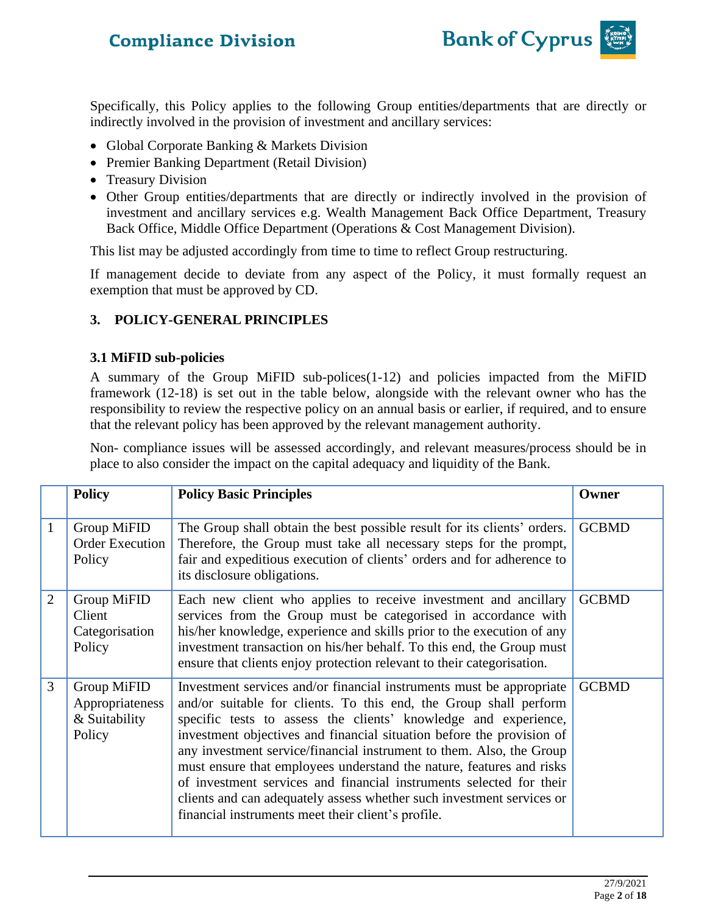Specifically, this Policy applies to the following Group entities/departments that are directly or indirectly involved in the provision of investment and ancillary services:

- Global Corporate Banking & Markets Division
- Premier Banking Department (Retail Division)
- Treasury Division
- Other Group entities/departments that are directly or indirectly involved in the provision of investment and ancillary services e.g. Wealth Management Back Office Department, Treasury Back Office, Middle Office Department (Operations & Cost Management Division).

This list may be adjusted accordingly from time to time to reflect Group restructuring.

If management decide to deviate from any aspect of the Policy, it must formally request an exemption that must be approved by CD.

## 3. POLICY-GENERAL PRINCIPLES

### 3.1 MiFID sub-policies

A summary of the Group MiFID sub-polices(1-12) and policies impacted from the MiFID framework (12-18) is set out in the table below, alongside with the relevant owner who has the responsibility to review the respective policy on an annual basis or earlier, if required, and to ensure that the relevant policy has been approved by the relevant management authority.

Non- compliance issues will be assessed accordingly, and relevant measures/process should be in place to also consider the impact on the capital adequacy and liquidity of the Bank.

| | Policy | Policy Basic Principles | Owner |
|---|---|---|---|
| 1 | Group MiFID Order Execution Policy | The Group shall obtain the best possible result for its clients' orders. Therefore, the Group must take all necessary steps for the prompt, fair and expeditious execution of clients' orders and for adherence to its disclosure obligations. | GCBMD |
| 2 | Group MiFID Client Categorisation Policy | Each new client who applies to receive investment and ancillary services from the Group must be categorised in accordance with his/her knowledge, experience and skills prior to the execution of any investment transaction on his/her behalf. To this end, the Group must ensure that clients enjoy protection relevant to their categorisation. | GCBMD |
| 3 | Group MiFID Appropriateness & Suitability Policy | Investment services and/or financial instruments must be appropriate and/or suitable for clients. To this end, the Group shall perform specific tests to assess the clients' knowledge and experience, investment objectives and financial situation before the provision of any investment service/financial instrument to them. Also, the Group must ensure that employees understand the nature, features and risks of investment services and financial instruments selected for their clients and can adequately assess whether such investment services or financial instruments meet their client's profile. | GCBMD |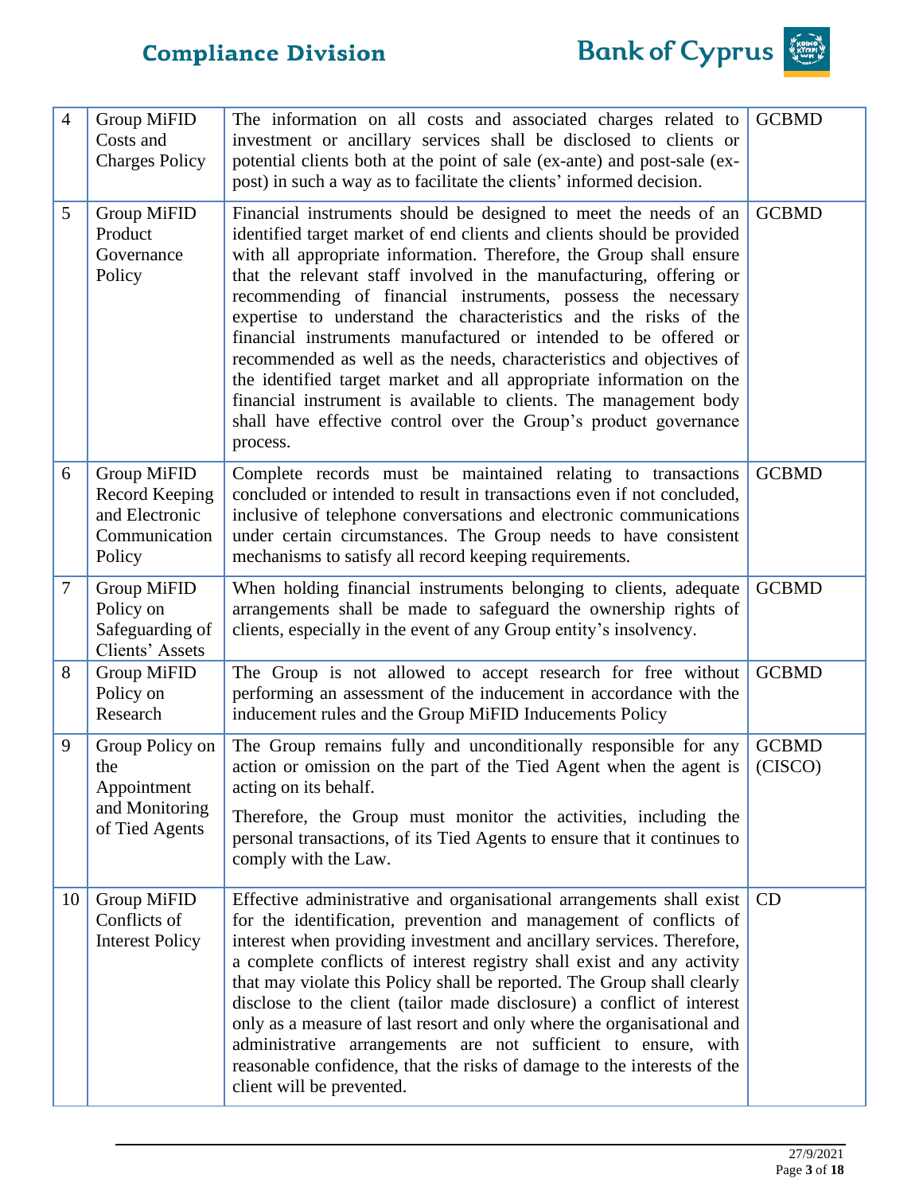| 4 | Group MiFID Costs and Charges Policy | The information on all costs and associated charges related to investment or ancillary services shall be disclosed to clients or potential clients both at the point of sale (ex-ante) and post-sale (ex-post) in such a way as to facilitate the clients' informed decision. | GCBMD |
|---|---|---|---|
| 5 | Group MiFID Product Governance Policy | Financial instruments should be designed to meet the needs of an identified target market of end clients and clients should be provided with all appropriate information. Therefore, the Group shall ensure that the relevant staff involved in the manufacturing, offering or recommending of financial instruments, possess the necessary expertise to understand the characteristics and the risks of the financial instruments manufactured or intended to be offered or recommended as well as the needs, characteristics and objectives of the identified target market and all appropriate information on the financial instrument is available to clients. The management body shall have effective control over the Group's product governance process. | GCBMD |
| 6 | Group MiFID Record Keeping and Electronic Communication Policy | Complete records must be maintained relating to transactions concluded or intended to result in transactions even if not concluded, inclusive of telephone conversations and electronic communications under certain circumstances. The Group needs to have consistent mechanisms to satisfy all record keeping requirements. | GCBMD |
| 7 | Group MiFID Policy on Safeguarding of Clients' Assets | When holding financial instruments belonging to clients, adequate arrangements shall be made to safeguard the ownership rights of clients, especially in the event of any Group entity's insolvency. | GCBMD |
| 8 | Group MiFID Policy on Research | The Group is not allowed to accept research for free without performing an assessment of the inducement in accordance with the inducement rules and the Group MiFID Inducements Policy | GCBMD |
| 9 | Group Policy on the Appointment and Monitoring of Tied Agents | The Group remains fully and unconditionally responsible for any action or omission on the part of the Tied Agent when the agent is acting on its behalf.<br><br>Therefore, the Group must monitor the activities, including the personal transactions, of its Tied Agents to ensure that it continues to comply with the Law. | GCBMD (CISCO) |
| 10 | Group MiFID Conflicts of Interest Policy | Effective administrative and organisational arrangements shall exist for the identification, prevention and management of conflicts of interest when providing investment and ancillary services. Therefore, a complete conflicts of interest registry shall exist and any activity that may violate this Policy shall be reported. The Group shall clearly disclose to the client (tailor made disclosure) a conflict of interest only as a measure of last resort and only where the organisational and administrative arrangements are not sufficient to ensure, with reasonable confidence, that the risks of damage to the interests of the client will be prevented. | CD |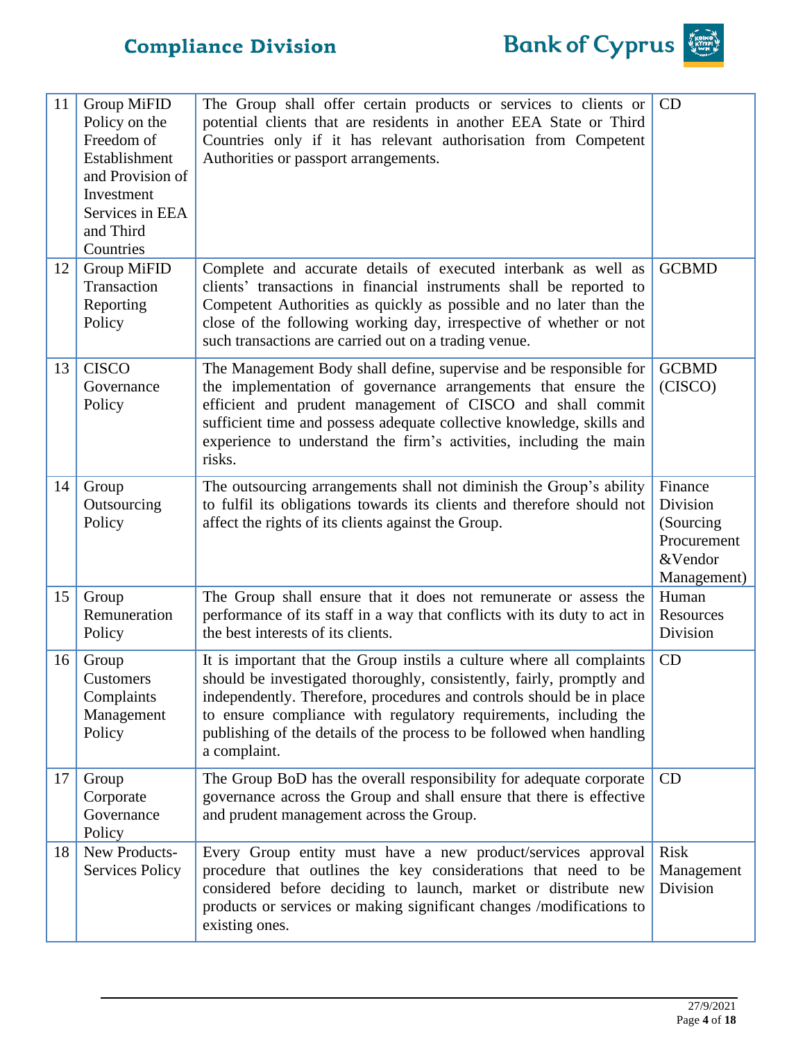| 11 | Group MiFID Policy on the Freedom of Establishment and Provision of Investment Services in EEA and Third Countries | The Group shall offer certain products or services to clients or potential clients that are residents in another EEA State or Third Countries only if it has relevant authorisation from Competent Authorities or passport arrangements. | CD |
|---|---|---|---|
| 12 | Group MiFID Transaction Reporting Policy | Complete and accurate details of executed interbank as well as clients' transactions in financial instruments shall be reported to Competent Authorities as quickly as possible and no later than the close of the following working day, irrespective of whether or not such transactions are carried out on a trading venue. | GCBMD |
| 13 | CISCO Governance Policy | The Management Body shall define, supervise and be responsible for the implementation of governance arrangements that ensure the efficient and prudent management of CISCO and shall commit sufficient time and possess adequate collective knowledge, skills and experience to understand the firm's activities, including the main risks. | GCBMD (CISCO) |
| 14 | Group Outsourcing Policy | The outsourcing arrangements shall not diminish the Group's ability to fulfil its obligations towards its clients and therefore should not affect the rights of its clients against the Group. | Finance Division (Sourcing Procurement &Vendor Management) |
| 15 | Group Remuneration Policy | The Group shall ensure that it does not remunerate or assess the performance of its staff in a way that conflicts with its duty to act in the best interests of its clients. | Human Resources Division |
| 16 | Group Customers Complaints Management Policy | It is important that the Group instils a culture where all complaints should be investigated thoroughly, consistently, fairly, promptly and independently. Therefore, procedures and controls should be in place to ensure compliance with regulatory requirements, including the publishing of the details of the process to be followed when handling a complaint. | CD |
| 17 | Group Corporate Governance Policy | The Group BoD has the overall responsibility for adequate corporate governance across the Group and shall ensure that there is effective and prudent management across the Group. | CD |
| 18 | New Products-Services Policy | Every Group entity must have a new product/services approval procedure that outlines the key considerations that need to be considered before deciding to launch, market or distribute new products or services or making significant changes /modifications to existing ones. | Risk Management Division |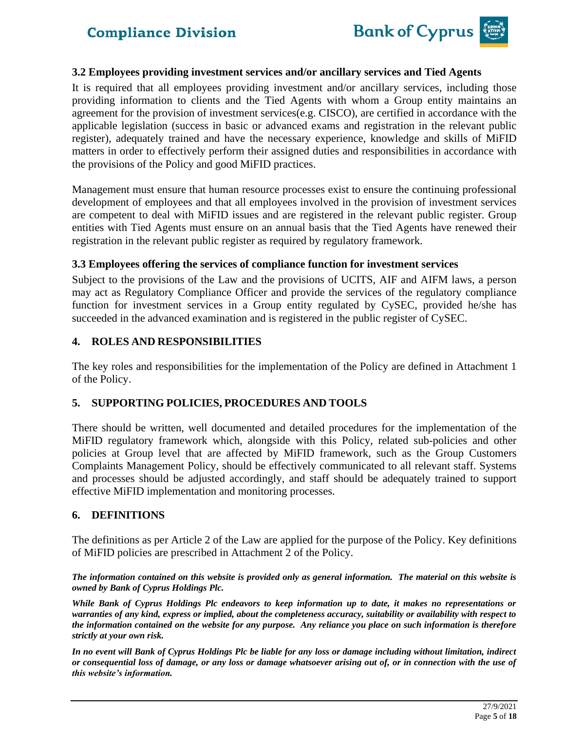### 3.2 Employees providing investment services and/or ancillary services and Tied Agents

It is required that all employees providing investment and/or ancillary services, including those providing information to clients and the Tied Agents with whom a Group entity maintains an agreement for the provision of investment services(e.g. CISCO), are certified in accordance with the applicable legislation (success in basic or advanced exams and registration in the relevant public register), adequately trained and have the necessary experience, knowledge and skills of MiFID matters in order to effectively perform their assigned duties and responsibilities in accordance with the provisions of the Policy and good MiFID practices.

Management must ensure that human resource processes exist to ensure the continuing professional development of employees and that all employees involved in the provision of investment services are competent to deal with MiFID issues and are registered in the relevant public register. Group entities with Tied Agents must ensure on an annual basis that the Tied Agents have renewed their registration in the relevant public register as required by regulatory framework.

### 3.3 Employees offering the services of compliance function for investment services

Subject to the provisions of the Law and the provisions of UCITS, AIF and AIFM laws, a person may act as Regulatory Compliance Officer and provide the services of the regulatory compliance function for investment services in a Group entity regulated by CySEC, provided he/she has succeeded in the advanced examination and is registered in the public register of CySEC.

## 4. ROLES AND RESPONSIBILITIES

The key roles and responsibilities for the implementation of the Policy are defined in Attachment 1 of the Policy.

## 5. SUPPORTING POLICIES, PROCEDURES AND TOOLS

There should be written, well documented and detailed procedures for the implementation of the MiFID regulatory framework which, alongside with this Policy, related sub-policies and other policies at Group level that are affected by MiFID framework, such as the Group Customers Complaints Management Policy, should be effectively communicated to all relevant staff. Systems and processes should be adjusted accordingly, and staff should be adequately trained to support effective MiFID implementation and monitoring processes.

## 6. DEFINITIONS

The definitions as per Article 2 of the Law are applied for the purpose of the Policy. Key definitions of MiFID policies are prescribed in Attachment 2 of the Policy.

***The information contained on this website is provided only as general information. The material on this website is owned by Bank of Cyprus Holdings Plc.***

***While Bank of Cyprus Holdings Plc endeavors to keep information up to date, it makes no representations or warranties of any kind, express or implied, about the completeness accuracy, suitability or availability with respect to the information contained on the website for any purpose. Any reliance you place on such information is therefore strictly at your own risk.***

***In no event will Bank of Cyprus Holdings Plc be liable for any loss or damage including without limitation, indirect or consequential loss of damage, or any loss or damage whatsoever arising out of, or in connection with the use of this website's information.***

27/9/2021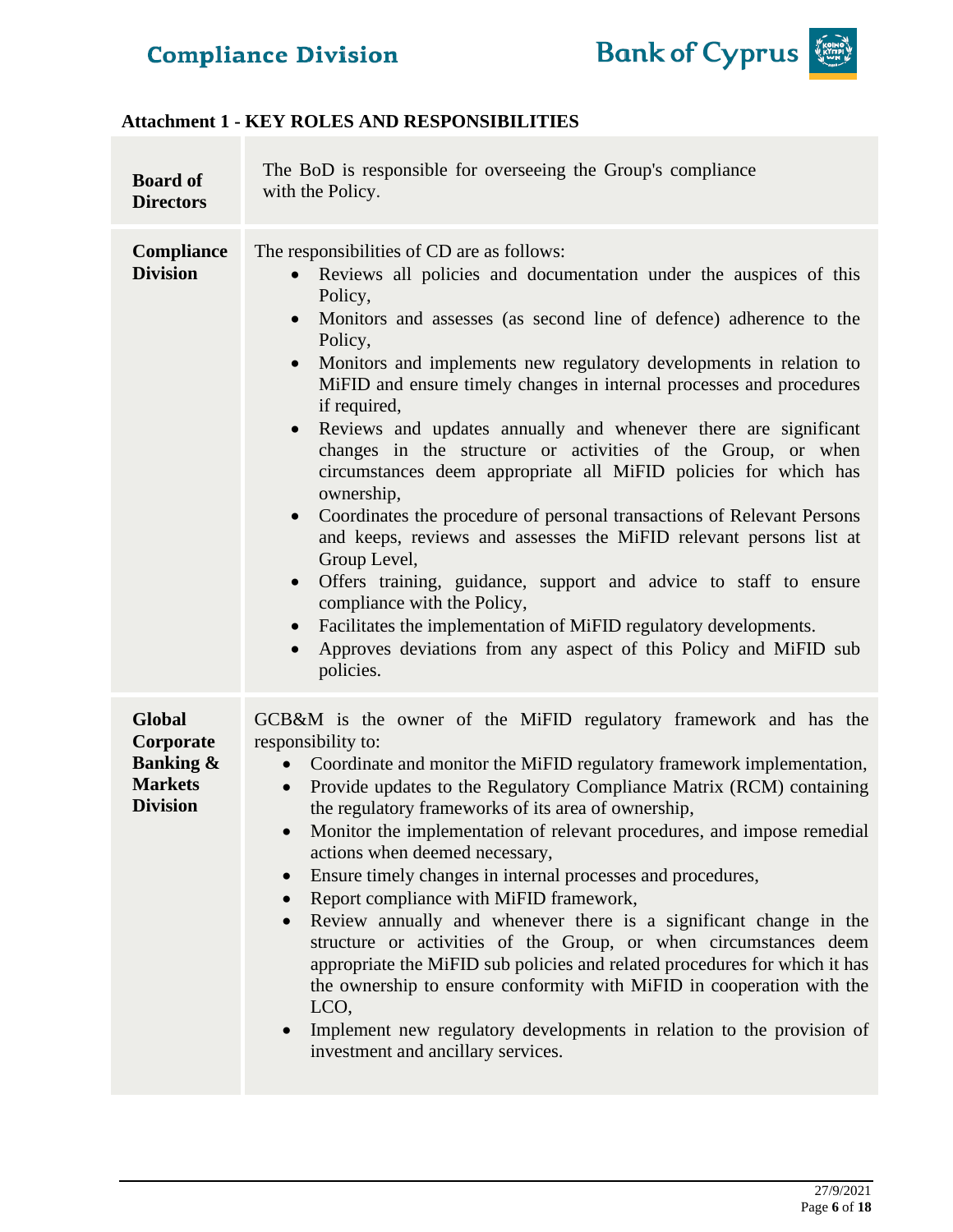**Attachment 1 - KEY ROLES AND RESPONSIBILITIES**

| | |
|---|---|
| **Board of Directors** | The BoD is responsible for overseeing the Group's compliance with the Policy. |
| **Compliance Division** | The responsibilities of CD are as follows:<br>• Reviews all policies and documentation under the auspices of this Policy,<br>• Monitors and assesses (as second line of defence) adherence to the Policy,<br>• Monitors and implements new regulatory developments in relation to MiFID and ensure timely changes in internal processes and procedures if required,<br>• Reviews and updates annually and whenever there are significant changes in the structure or activities of the Group, or when circumstances deem appropriate all MiFID policies for which has ownership,<br>• Coordinates the procedure of personal transactions of Relevant Persons and keeps, reviews and assesses the MiFID relevant persons list at Group Level,<br>• Offers training, guidance, support and advice to staff to ensure compliance with the Policy,<br>• Facilitates the implementation of MiFID regulatory developments.<br>• Approves deviations from any aspect of this Policy and MiFID sub policies. |
| **Global Corporate Banking & Markets Division** | GCB&M is the owner of the MiFID regulatory framework and has the responsibility to:<br>• Coordinate and monitor the MiFID regulatory framework implementation,<br>• Provide updates to the Regulatory Compliance Matrix (RCM) containing the regulatory frameworks of its area of ownership,<br>• Monitor the implementation of relevant procedures, and impose remedial actions when deemed necessary,<br>• Ensure timely changes in internal processes and procedures,<br>• Report compliance with MiFID framework,<br>• Review annually and whenever there is a significant change in the structure or activities of the Group, or when circumstances deem appropriate the MiFID sub policies and related procedures for which it has the ownership to ensure conformity with MiFID in cooperation with the LCO,<br>• Implement new regulatory developments in relation to the provision of investment and ancillary services. |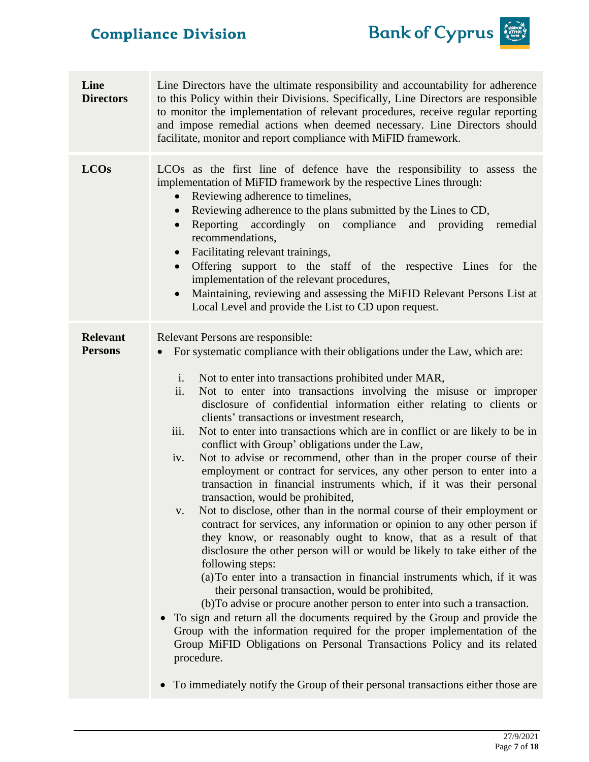| | |
|---|---|
| **Line Directors** | Line Directors have the ultimate responsibility and accountability for adherence to this Policy within their Divisions. Specifically, Line Directors are responsible to monitor the implementation of relevant procedures, receive regular reporting and impose remedial actions when deemed necessary. Line Directors should facilitate, monitor and report compliance with MiFID framework. |
| **LCOs** | LCOs as the first line of defence have the responsibility to assess the implementation of MiFID framework by the respective Lines through:<br>• Reviewing adherence to timelines,<br>• Reviewing adherence to the plans submitted by the Lines to CD,<br>• Reporting accordingly on compliance and providing remedial recommendations,<br>• Facilitating relevant trainings,<br>• Offering support to the staff of the respective Lines for the implementation of the relevant procedures,<br>• Maintaining, reviewing and assessing the MiFID Relevant Persons List at Local Level and provide the List to CD upon request. |
| **Relevant Persons** | Relevant Persons are responsible:<br>• For systematic compliance with their obligations under the Law, which are:<br>i. Not to enter into transactions prohibited under MAR,<br>ii. Not to enter into transactions involving the misuse or improper disclosure of confidential information either relating to clients or clients' transactions or investment research,<br>iii. Not to enter into transactions which are in conflict or are likely to be in conflict with Group' obligations under the Law,<br>iv. Not to advise or recommend, other than in the proper course of their employment or contract for services, any other person to enter into a transaction in financial instruments which, if it was their personal transaction, would be prohibited,<br>v. Not to disclose, other than in the normal course of their employment or contract for services, any information or opinion to any other person if they know, or reasonably ought to know, that as a result of that disclosure the other person will or would be likely to take either of the following steps:<br>(a) To enter into a transaction in financial instruments which, if it was their personal transaction, would be prohibited,<br>(b) To advise or procure another person to enter into such a transaction.<br>• To sign and return all the documents required by the Group and provide the Group with the information required for the proper implementation of the Group MiFID Obligations on Personal Transactions Policy and its related procedure.<br>• To immediately notify the Group of their personal transactions either those are |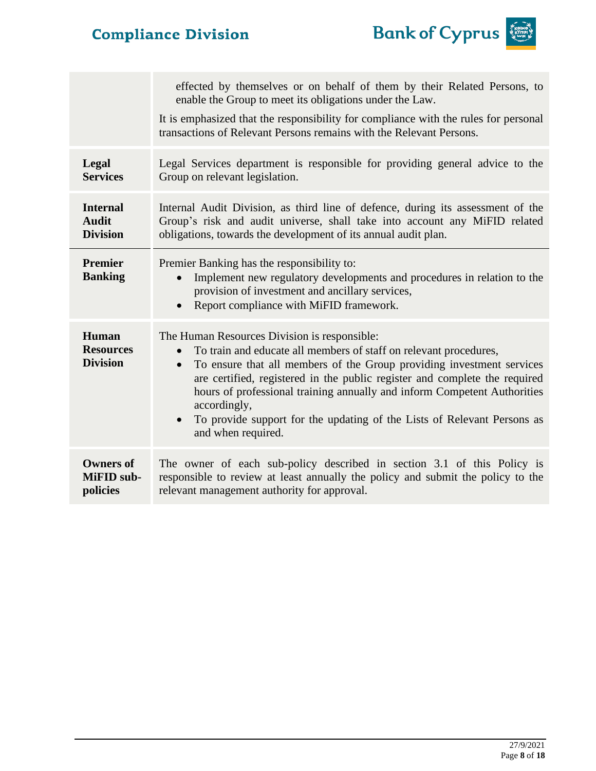| | |
|---|---|
| | effected by themselves or on behalf of them by their Related Persons, to enable the Group to meet its obligations under the Law.<br><br>It is emphasized that the responsibility for compliance with the rules for personal transactions of Relevant Persons remains with the Relevant Persons. |
| **Legal Services** | Legal Services department is responsible for providing general advice to the Group on relevant legislation. |
| **Internal Audit Division** | Internal Audit Division, as third line of defence, during its assessment of the Group's risk and audit universe, shall take into account any MiFID related obligations, towards the development of its annual audit plan. |
| **Premier Banking** | Premier Banking has the responsibility to:<br>• Implement new regulatory developments and procedures in relation to the provision of investment and ancillary services,<br>• Report compliance with MiFID framework. |
| **Human Resources Division** | The Human Resources Division is responsible:<br>• To train and educate all members of staff on relevant procedures,<br>• To ensure that all members of the Group providing investment services are certified, registered in the public register and complete the required hours of professional training annually and inform Competent Authorities accordingly,<br>• To provide support for the updating of the Lists of Relevant Persons as and when required. |
| **Owners of MiFID sub-policies** | The owner of each sub-policy described in section 3.1 of this Policy is responsible to review at least annually the policy and submit the policy to the relevant management authority for approval. |

27/9/2021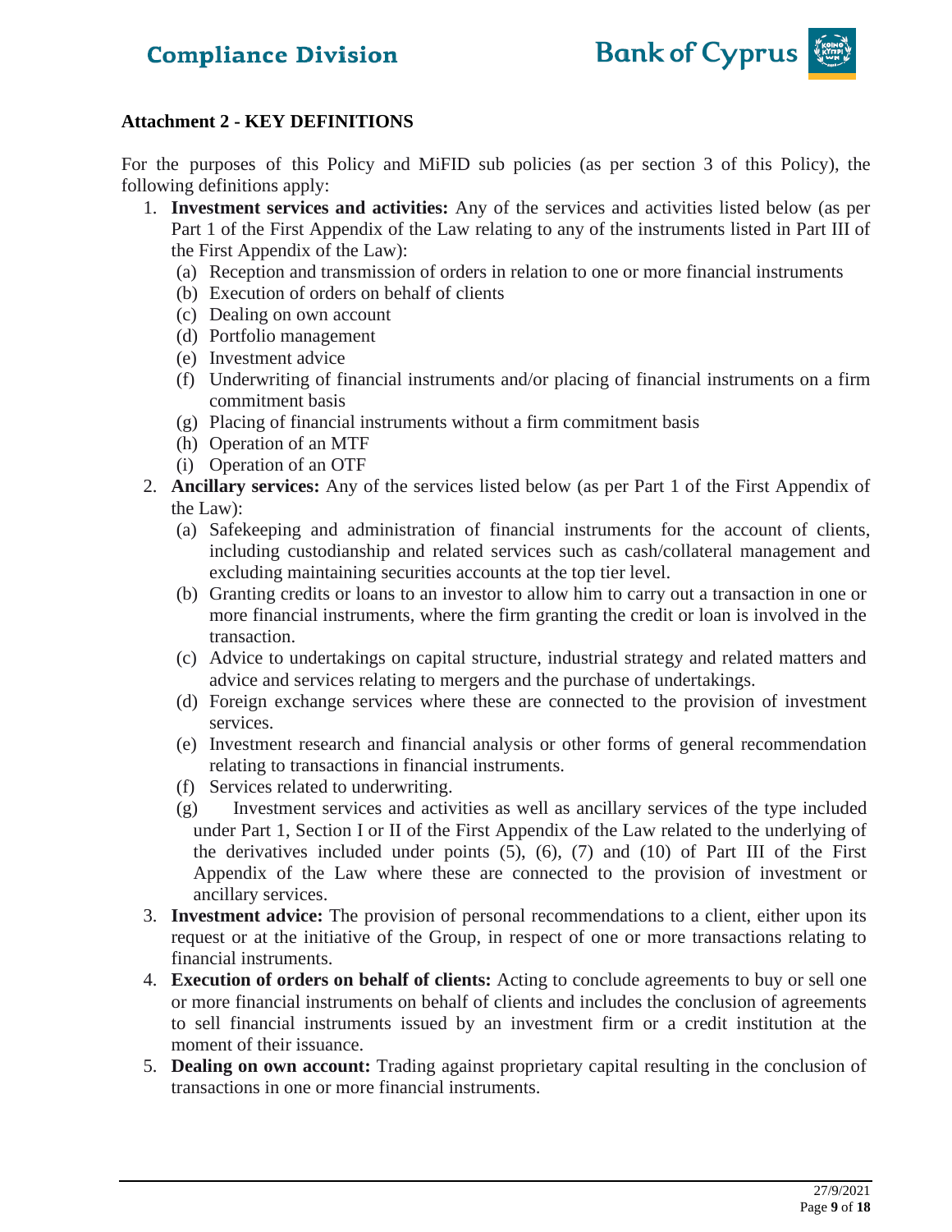**Attachment 2 - KEY DEFINITIONS**

For the purposes of this Policy and MiFID sub policies (as per section 3 of this Policy), the following definitions apply:

1. **Investment services and activities:** Any of the services and activities listed below (as per Part 1 of the First Appendix of the Law relating to any of the instruments listed in Part III of the First Appendix of the Law):
   (a) Reception and transmission of orders in relation to one or more financial instruments
   (b) Execution of orders on behalf of clients
   (c) Dealing on own account
   (d) Portfolio management
   (e) Investment advice
   (f) Underwriting of financial instruments and/or placing of financial instruments on a firm commitment basis
   (g) Placing of financial instruments without a firm commitment basis
   (h) Operation of an MTF
   (i) Operation of an OTF
2. **Ancillary services:** Any of the services listed below (as per Part 1 of the First Appendix of the Law):
   (a) Safekeeping and administration of financial instruments for the account of clients, including custodianship and related services such as cash/collateral management and excluding maintaining securities accounts at the top tier level.
   (b) Granting credits or loans to an investor to allow him to carry out a transaction in one or more financial instruments, where the firm granting the credit or loan is involved in the transaction.
   (c) Advice to undertakings on capital structure, industrial strategy and related matters and advice and services relating to mergers and the purchase of undertakings.
   (d) Foreign exchange services where these are connected to the provision of investment services.
   (e) Investment research and financial analysis or other forms of general recommendation relating to transactions in financial instruments.
   (f) Services related to underwriting.
   (g) Investment services and activities as well as ancillary services of the type included under Part 1, Section I or II of the First Appendix of the Law related to the underlying of the derivatives included under points (5), (6), (7) and (10) of Part III of the First Appendix of the Law where these are connected to the provision of investment or ancillary services.
3. **Investment advice:** The provision of personal recommendations to a client, either upon its request or at the initiative of the Group, in respect of one or more transactions relating to financial instruments.
4. **Execution of orders on behalf of clients:** Acting to conclude agreements to buy or sell one or more financial instruments on behalf of clients and includes the conclusion of agreements to sell financial instruments issued by an investment firm or a credit institution at the moment of their issuance.
5. **Dealing on own account:** Trading against proprietary capital resulting in the conclusion of transactions in one or more financial instruments.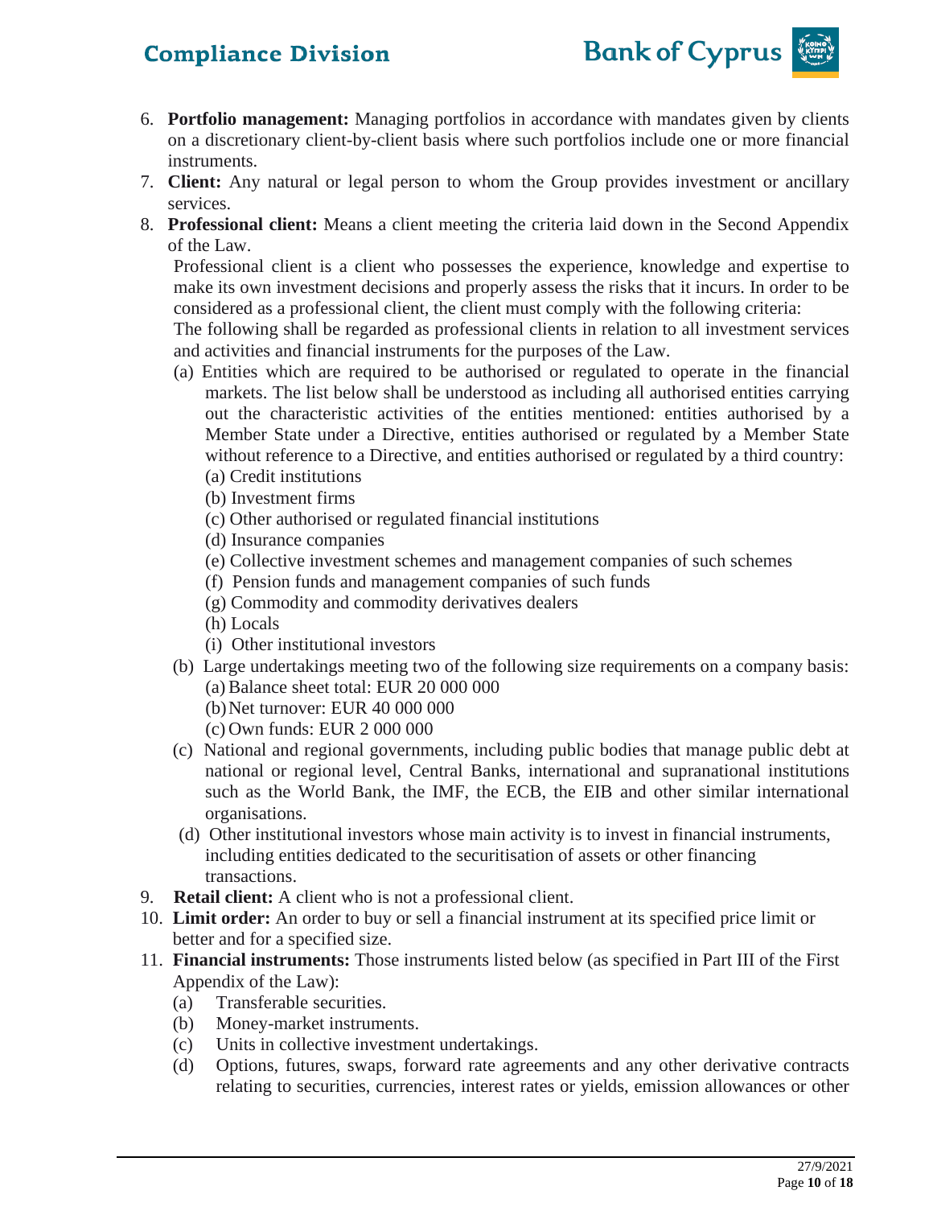6. **Portfolio management:** Managing portfolios in accordance with mandates given by clients on a discretionary client-by-client basis where such portfolios include one or more financial instruments.
7. **Client:** Any natural or legal person to whom the Group provides investment or ancillary services.
8. **Professional client:** Means a client meeting the criteria laid down in the Second Appendix of the Law.

   Professional client is a client who possesses the experience, knowledge and expertise to make its own investment decisions and properly assess the risks that it incurs. In order to be considered as a professional client, the client must comply with the following criteria:

   The following shall be regarded as professional clients in relation to all investment services and activities and financial instruments for the purposes of the Law.

   (a) Entities which are required to be authorised or regulated to operate in the financial markets. The list below shall be understood as including all authorised entities carrying out the characteristic activities of the entities mentioned: entities authorised by a Member State under a Directive, entities authorised or regulated by a Member State without reference to a Directive, and entities authorised or regulated by a third country:
      (a) Credit institutions
      (b) Investment firms
      (c) Other authorised or regulated financial institutions
      (d) Insurance companies
      (e) Collective investment schemes and management companies of such schemes
      (f) Pension funds and management companies of such funds
      (g) Commodity and commodity derivatives dealers
      (h) Locals
      (i) Other institutional investors

   (b) Large undertakings meeting two of the following size requirements on a company basis:
      (a) Balance sheet total: EUR 20 000 000
      (b) Net turnover: EUR 40 000 000
      (c) Own funds: EUR 2 000 000

   (c) National and regional governments, including public bodies that manage public debt at national or regional level, Central Banks, international and supranational institutions such as the World Bank, the IMF, the ECB, the EIB and other similar international organisations.

   (d) Other institutional investors whose main activity is to invest in financial instruments, including entities dedicated to the securitisation of assets or other financing transactions.
9. **Retail client:** A client who is not a professional client.
10. **Limit order:** An order to buy or sell a financial instrument at its specified price limit or better and for a specified size.
11. **Financial instruments:** Those instruments listed below (as specified in Part III of the First Appendix of the Law):
    (a) Transferable securities.
    (b) Money-market instruments.
    (c) Units in collective investment undertakings.
    (d) Options, futures, swaps, forward rate agreements and any other derivative contracts relating to securities, currencies, interest rates or yields, emission allowances or other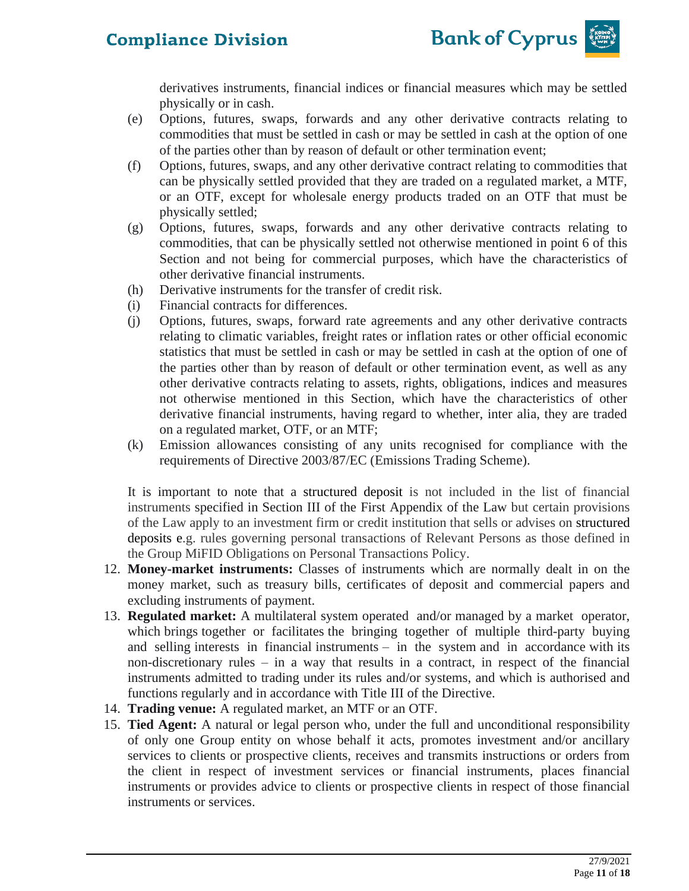derivatives instruments, financial indices or financial measures which may be settled physically or in cash.

(e) Options, futures, swaps, forwards and any other derivative contracts relating to commodities that must be settled in cash or may be settled in cash at the option of one of the parties other than by reason of default or other termination event;

(f) Options, futures, swaps, and any other derivative contract relating to commodities that can be physically settled provided that they are traded on a regulated market, a MTF, or an OTF, except for wholesale energy products traded on an OTF that must be physically settled;

(g) Options, futures, swaps, forwards and any other derivative contracts relating to commodities, that can be physically settled not otherwise mentioned in point 6 of this Section and not being for commercial purposes, which have the characteristics of other derivative financial instruments.

(h) Derivative instruments for the transfer of credit risk.

(i) Financial contracts for differences.

(j) Options, futures, swaps, forward rate agreements and any other derivative contracts relating to climatic variables, freight rates or inflation rates or other official economic statistics that must be settled in cash or may be settled in cash at the option of one of the parties other than by reason of default or other termination event, as well as any other derivative contracts relating to assets, rights, obligations, indices and measures not otherwise mentioned in this Section, which have the characteristics of other derivative financial instruments, having regard to whether, inter alia, they are traded on a regulated market, OTF, or an MTF;

(k) Emission allowances consisting of any units recognised for compliance with the requirements of Directive 2003/87/EC (Emissions Trading Scheme).

It is important to note that a structured deposit is not included in the list of financial instruments specified in Section III of the First Appendix of the Law but certain provisions of the Law apply to an investment firm or credit institution that sells or advises on structured deposits e.g. rules governing personal transactions of Relevant Persons as those defined in the Group MiFID Obligations on Personal Transactions Policy.

12. **Money-market instruments:** Classes of instruments which are normally dealt in on the money market, such as treasury bills, certificates of deposit and commercial papers and excluding instruments of payment.
13. **Regulated market:** A multilateral system operated and/or managed by a market operator, which brings together or facilitates the bringing together of multiple third-party buying and selling interests in financial instruments – in the system and in accordance with its non-discretionary rules – in a way that results in a contract, in respect of the financial instruments admitted to trading under its rules and/or systems, and which is authorised and functions regularly and in accordance with Title III of the Directive.
14. **Trading venue:** A regulated market, an MTF or an OTF.
15. **Tied Agent:** A natural or legal person who, under the full and unconditional responsibility of only one Group entity on whose behalf it acts, promotes investment and/or ancillary services to clients or prospective clients, receives and transmits instructions or orders from the client in respect of investment services or financial instruments, places financial instruments or provides advice to clients or prospective clients in respect of those financial instruments or services.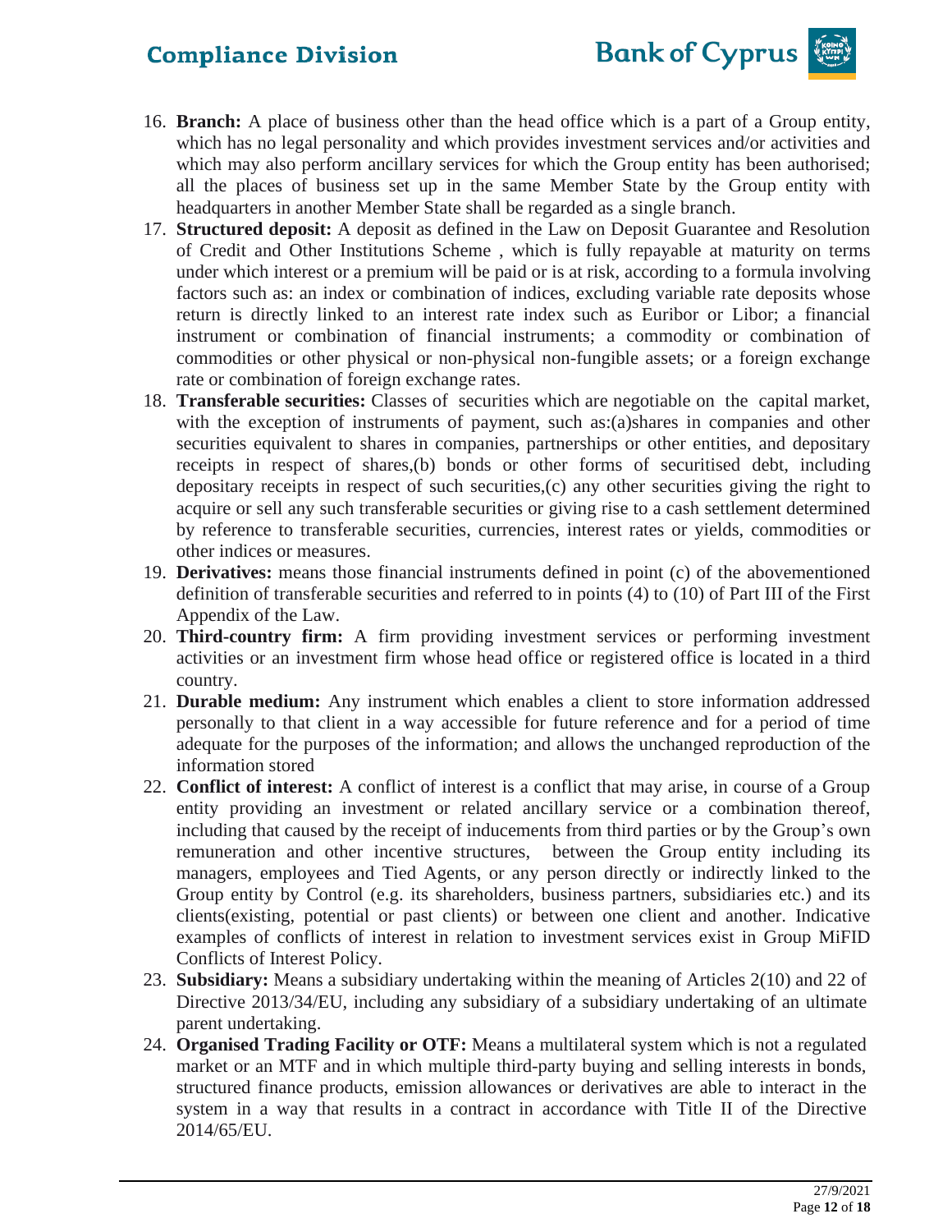16. **Branch:** A place of business other than the head office which is a part of a Group entity, which has no legal personality and which provides investment services and/or activities and which may also perform ancillary services for which the Group entity has been authorised; all the places of business set up in the same Member State by the Group entity with headquarters in another Member State shall be regarded as a single branch.
17. **Structured deposit:** A deposit as defined in the Law on Deposit Guarantee and Resolution of Credit and Other Institutions Scheme , which is fully repayable at maturity on terms under which interest or a premium will be paid or is at risk, according to a formula involving factors such as: an index or combination of indices, excluding variable rate deposits whose return is directly linked to an interest rate index such as Euribor or Libor; a financial instrument or combination of financial instruments; a commodity or combination of commodities or other physical or non-physical non-fungible assets; or a foreign exchange rate or combination of foreign exchange rates.
18. **Transferable securities:** Classes of securities which are negotiable on the capital market, with the exception of instruments of payment, such as:(a)shares in companies and other securities equivalent to shares in companies, partnerships or other entities, and depositary receipts in respect of shares,(b) bonds or other forms of securitised debt, including depositary receipts in respect of such securities,(c) any other securities giving the right to acquire or sell any such transferable securities or giving rise to a cash settlement determined by reference to transferable securities, currencies, interest rates or yields, commodities or other indices or measures.
19. **Derivatives:** means those financial instruments defined in point (c) of the abovementioned definition of transferable securities and referred to in points (4) to (10) of Part III of the First Appendix of the Law.
20. **Third-country firm:** A firm providing investment services or performing investment activities or an investment firm whose head office or registered office is located in a third country.
21. **Durable medium:** Any instrument which enables a client to store information addressed personally to that client in a way accessible for future reference and for a period of time adequate for the purposes of the information; and allows the unchanged reproduction of the information stored
22. **Conflict of interest:** A conflict of interest is a conflict that may arise, in course of a Group entity providing an investment or related ancillary service or a combination thereof, including that caused by the receipt of inducements from third parties or by the Group's own remuneration and other incentive structures, between the Group entity including its managers, employees and Tied Agents, or any person directly or indirectly linked to the Group entity by Control (e.g. its shareholders, business partners, subsidiaries etc.) and its clients(existing, potential or past clients) or between one client and another. Indicative examples of conflicts of interest in relation to investment services exist in Group MiFID Conflicts of Interest Policy.
23. **Subsidiary:** Means a subsidiary undertaking within the meaning of Articles 2(10) and 22 of Directive 2013/34/EU, including any subsidiary of a subsidiary undertaking of an ultimate parent undertaking.
24. **Organised Trading Facility or OTF:** Means a multilateral system which is not a regulated market or an MTF and in which multiple third-party buying and selling interests in bonds, structured finance products, emission allowances or derivatives are able to interact in the system in a way that results in a contract in accordance with Title II of the Directive 2014/65/EU.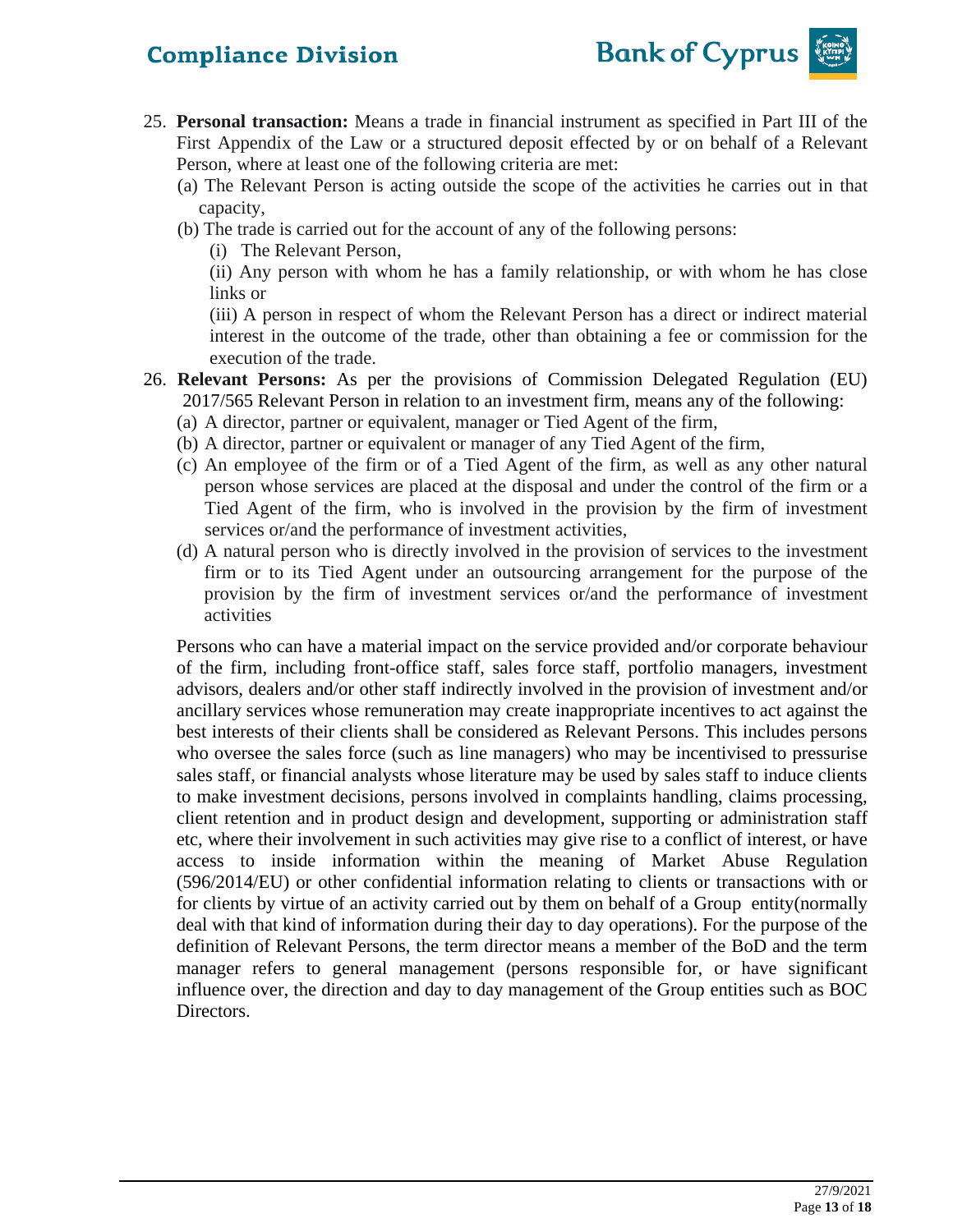25. **Personal transaction:** Means a trade in financial instrument as specified in Part III of the First Appendix of the Law or a structured deposit effected by or on behalf of a Relevant Person, where at least one of the following criteria are met:
    (a) The Relevant Person is acting outside the scope of the activities he carries out in that capacity,
    (b) The trade is carried out for the account of any of the following persons:
    (i) The Relevant Person,
    (ii) Any person with whom he has a family relationship, or with whom he has close links or
    (iii) A person in respect of whom the Relevant Person has a direct or indirect material interest in the outcome of the trade, other than obtaining a fee or commission for the execution of the trade.

26. **Relevant Persons:** As per the provisions of Commission Delegated Regulation (EU) 2017/565 Relevant Person in relation to an investment firm, means any of the following:
    (a) A director, partner or equivalent, manager or Tied Agent of the firm,
    (b) A director, partner or equivalent or manager of any Tied Agent of the firm,
    (c) An employee of the firm or of a Tied Agent of the firm, as well as any other natural person whose services are placed at the disposal and under the control of the firm or a Tied Agent of the firm, who is involved in the provision by the firm of investment services or/and the performance of investment activities,
    (d) A natural person who is directly involved in the provision of services to the investment firm or to its Tied Agent under an outsourcing arrangement for the purpose of the provision by the firm of investment services or/and the performance of investment activities

    Persons who can have a material impact on the service provided and/or corporate behaviour of the firm, including front-office staff, sales force staff, portfolio managers, investment advisors, dealers and/or other staff indirectly involved in the provision of investment and/or ancillary services whose remuneration may create inappropriate incentives to act against the best interests of their clients shall be considered as Relevant Persons. This includes persons who oversee the sales force (such as line managers) who may be incentivised to pressurise sales staff, or financial analysts whose literature may be used by sales staff to induce clients to make investment decisions, persons involved in complaints handling, claims processing, client retention and in product design and development, supporting or administration staff etc, where their involvement in such activities may give rise to a conflict of interest, or have access to inside information within the meaning of Market Abuse Regulation (596/2014/EU) or other confidential information relating to clients or transactions with or for clients by virtue of an activity carried out by them on behalf of a Group entity(normally deal with that kind of information during their day to day operations). For the purpose of the definition of Relevant Persons, the term director means a member of the BoD and the term manager refers to general management (persons responsible for, or have significant influence over, the direction and day to day management of the Group entities such as BOC Directors.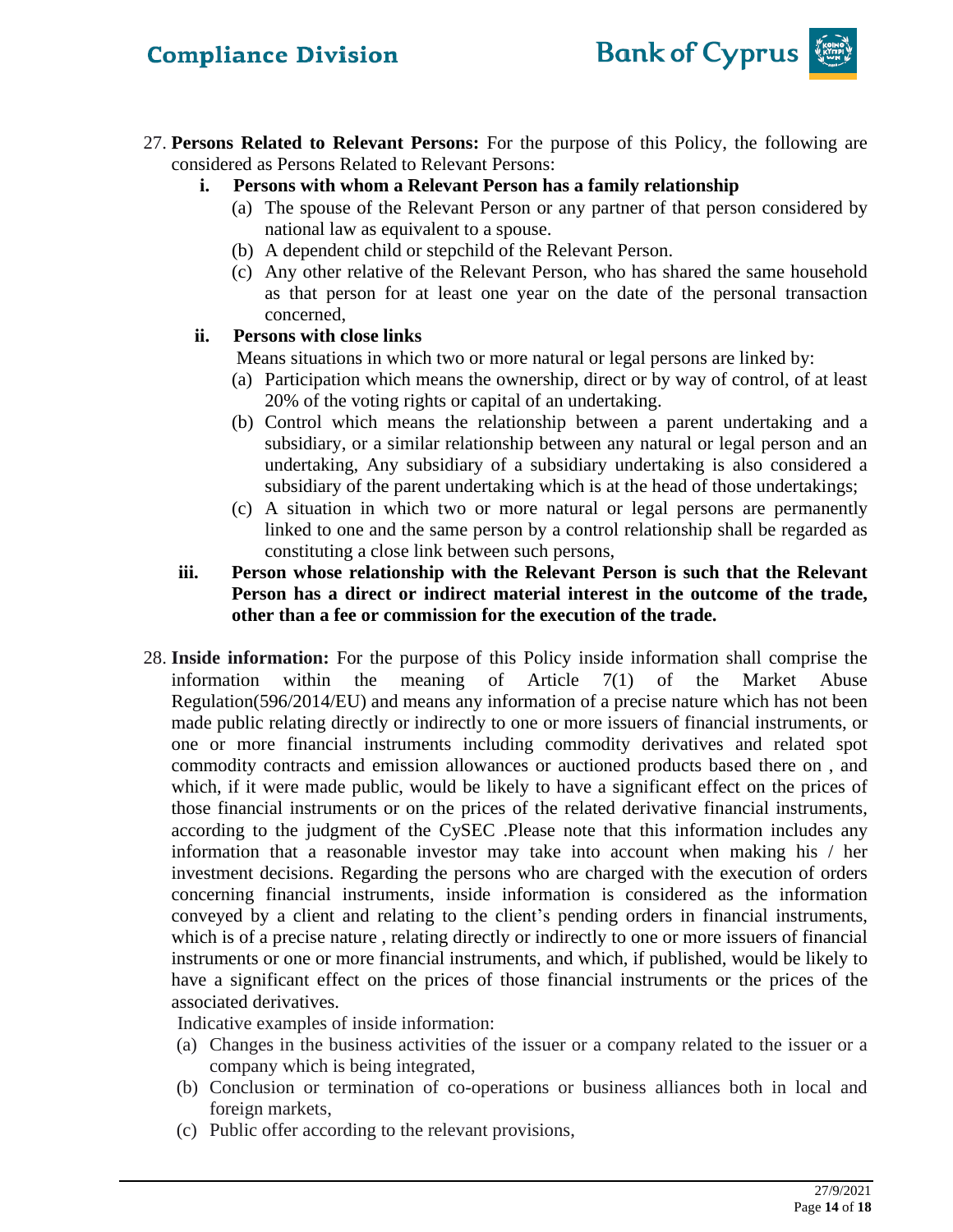27. **Persons Related to Relevant Persons:** For the purpose of this Policy, the following are considered as Persons Related to Relevant Persons:

    i. **Persons with whom a Relevant Person has a family relationship**
       (a) The spouse of the Relevant Person or any partner of that person considered by national law as equivalent to a spouse.
       (b) A dependent child or stepchild of the Relevant Person.
       (c) Any other relative of the Relevant Person, who has shared the same household as that person for at least one year on the date of the personal transaction concerned,

    ii. **Persons with close links**
       Means situations in which two or more natural or legal persons are linked by:
       (a) Participation which means the ownership, direct or by way of control, of at least 20% of the voting rights or capital of an undertaking.
       (b) Control which means the relationship between a parent undertaking and a subsidiary, or a similar relationship between any natural or legal person and an undertaking, Any subsidiary of a subsidiary undertaking is also considered a subsidiary of the parent undertaking which is at the head of those undertakings;
       (c) A situation in which two or more natural or legal persons are permanently linked to one and the same person by a control relationship shall be regarded as constituting a close link between such persons,

    iii. **Person whose relationship with the Relevant Person is such that the Relevant Person has a direct or indirect material interest in the outcome of the trade, other than a fee or commission for the execution of the trade.**

28. **Inside information:** For the purpose of this Policy inside information shall comprise the information within the meaning of Article 7(1) of the Market Abuse Regulation(596/2014/EU) and means any information of a precise nature which has not been made public relating directly or indirectly to one or more issuers of financial instruments, or one or more financial instruments including commodity derivatives and related spot commodity contracts and emission allowances or auctioned products based there on , and which, if it were made public, would be likely to have a significant effect on the prices of those financial instruments or on the prices of the related derivative financial instruments, according to the judgment of the CySEC .Please note that this information includes any information that a reasonable investor may take into account when making his / her investment decisions. Regarding the persons who are charged with the execution of orders concerning financial instruments, inside information is considered as the information conveyed by a client and relating to the client's pending orders in financial instruments, which is of a precise nature , relating directly or indirectly to one or more issuers of financial instruments or one or more financial instruments, and which, if published, would be likely to have a significant effect on the prices of those financial instruments or the prices of the associated derivatives.

    Indicative examples of inside information:
    (a) Changes in the business activities of the issuer or a company related to the issuer or a company which is being integrated,
    (b) Conclusion or termination of co-operations or business alliances both in local and foreign markets,
    (c) Public offer according to the relevant provisions,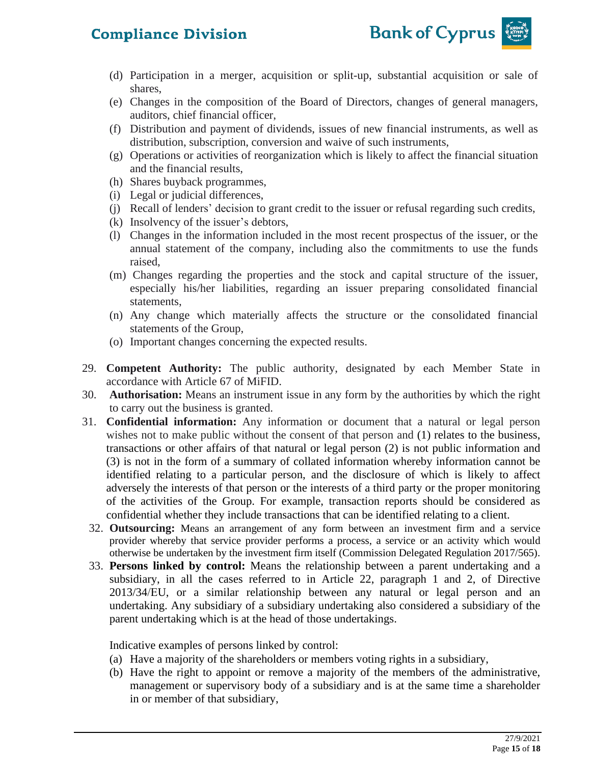(d) Participation in a merger, acquisition or split-up, substantial acquisition or sale of shares,
(e) Changes in the composition of the Board of Directors, changes of general managers, auditors, chief financial officer,
(f) Distribution and payment of dividends, issues of new financial instruments, as well as distribution, subscription, conversion and waive of such instruments,
(g) Operations or activities of reorganization which is likely to affect the financial situation and the financial results,
(h) Shares buyback programmes,
(i) Legal or judicial differences,
(j) Recall of lenders' decision to grant credit to the issuer or refusal regarding such credits,
(k) Insolvency of the issuer's debtors,
(l) Changes in the information included in the most recent prospectus of the issuer, or the annual statement of the company, including also the commitments to use the funds raised,
(m) Changes regarding the properties and the stock and capital structure of the issuer, especially his/her liabilities, regarding an issuer preparing consolidated financial statements,
(n) Any change which materially affects the structure or the consolidated financial statements of the Group,
(o) Important changes concerning the expected results.

29. **Competent Authority:** The public authority, designated by each Member State in accordance with Article 67 of MiFID.
30. **Authorisation:** Means an instrument issue in any form by the authorities by which the right to carry out the business is granted.
31. **Confidential information:** Any information or document that a natural or legal person wishes not to make public without the consent of that person and (1) relates to the business, transactions or other affairs of that natural or legal person (2) is not public information and (3) is not in the form of a summary of collated information whereby information cannot be identified relating to a particular person, and the disclosure of which is likely to affect adversely the interests of that person or the interests of a third party or the proper monitoring of the activities of the Group. For example, transaction reports should be considered as confidential whether they include transactions that can be identified relating to a client.
32. **Outsourcing:** Means an arrangement of any form between an investment firm and a service provider whereby that service provider performs a process, a service or an activity which would otherwise be undertaken by the investment firm itself (Commission Delegated Regulation 2017/565).
33. **Persons linked by control:** Means the relationship between a parent undertaking and a subsidiary, in all the cases referred to in Article 22, paragraph 1 and 2, of Directive 2013/34/EU, or a similar relationship between any natural or legal person and an undertaking. Any subsidiary of a subsidiary undertaking also considered a subsidiary of the parent undertaking which is at the head of those undertakings.

    Indicative examples of persons linked by control:
    (a) Have a majority of the shareholders or members voting rights in a subsidiary,
    (b) Have the right to appoint or remove a majority of the members of the administrative, management or supervisory body of a subsidiary and is at the same time a shareholder in or member of that subsidiary,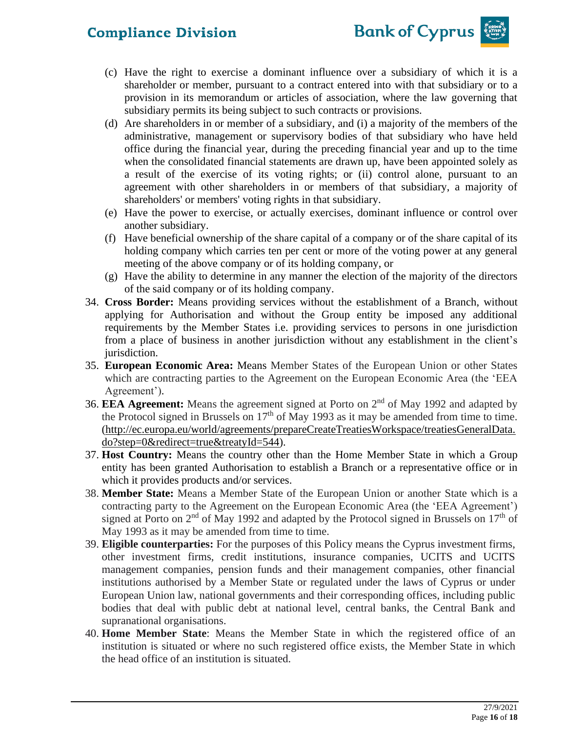(c) Have the right to exercise a dominant influence over a subsidiary of which it is a shareholder or member, pursuant to a contract entered into with that subsidiary or to a provision in its memorandum or articles of association, where the law governing that subsidiary permits its being subject to such contracts or provisions.

(d) Are shareholders in or member of a subsidiary, and (i) a majority of the members of the administrative, management or supervisory bodies of that subsidiary who have held office during the financial year, during the preceding financial year and up to the time when the consolidated financial statements are drawn up, have been appointed solely as a result of the exercise of its voting rights; or (ii) control alone, pursuant to an agreement with other shareholders in or members of that subsidiary, a majority of shareholders' or members' voting rights in that subsidiary.

(e) Have the power to exercise, or actually exercises, dominant influence or control over another subsidiary.

(f) Have beneficial ownership of the share capital of a company or of the share capital of its holding company which carries ten per cent or more of the voting power at any general meeting of the above company or of its holding company, or

(g) Have the ability to determine in any manner the election of the majority of the directors of the said company or of its holding company.

34. **Cross Border:** Means providing services without the establishment of a Branch, without applying for Authorisation and without the Group entity be imposed any additional requirements by the Member States i.e. providing services to persons in one jurisdiction from a place of business in another jurisdiction without any establishment in the client's jurisdiction.
35. **European Economic Area:** Means Member States of the European Union or other States which are contracting parties to the Agreement on the European Economic Area (the 'EEA Agreement').
36. **EEA Agreement:** Means the agreement signed at Porto on 2nd of May 1992 and adapted by the Protocol signed in Brussels on 17th of May 1993 as it may be amended from time to time. (http://ec.europa.eu/world/agreements/prepareCreateTreatiesWorkspace/treatiesGeneralData.do?step=0&redirect=true&treatyId=544).
37. **Host Country:** Means the country other than the Home Member State in which a Group entity has been granted Authorisation to establish a Branch or a representative office or in which it provides products and/or services.
38. **Member State:** Means a Member State of the European Union or another State which is a contracting party to the Agreement on the European Economic Area (the 'EEA Agreement') signed at Porto on 2nd of May 1992 and adapted by the Protocol signed in Brussels on 17th of May 1993 as it may be amended from time to time.
39. **Eligible counterparties:** For the purposes of this Policy means the Cyprus investment firms, other investment firms, credit institutions, insurance companies, UCITS and UCITS management companies, pension funds and their management companies, other financial institutions authorised by a Member State or regulated under the laws of Cyprus or under European Union law, national governments and their corresponding offices, including public bodies that deal with public debt at national level, central banks, the Central Bank and supranational organisations.
40. **Home Member State**: Means the Member State in which the registered office of an institution is situated or where no such registered office exists, the Member State in which the head office of an institution is situated.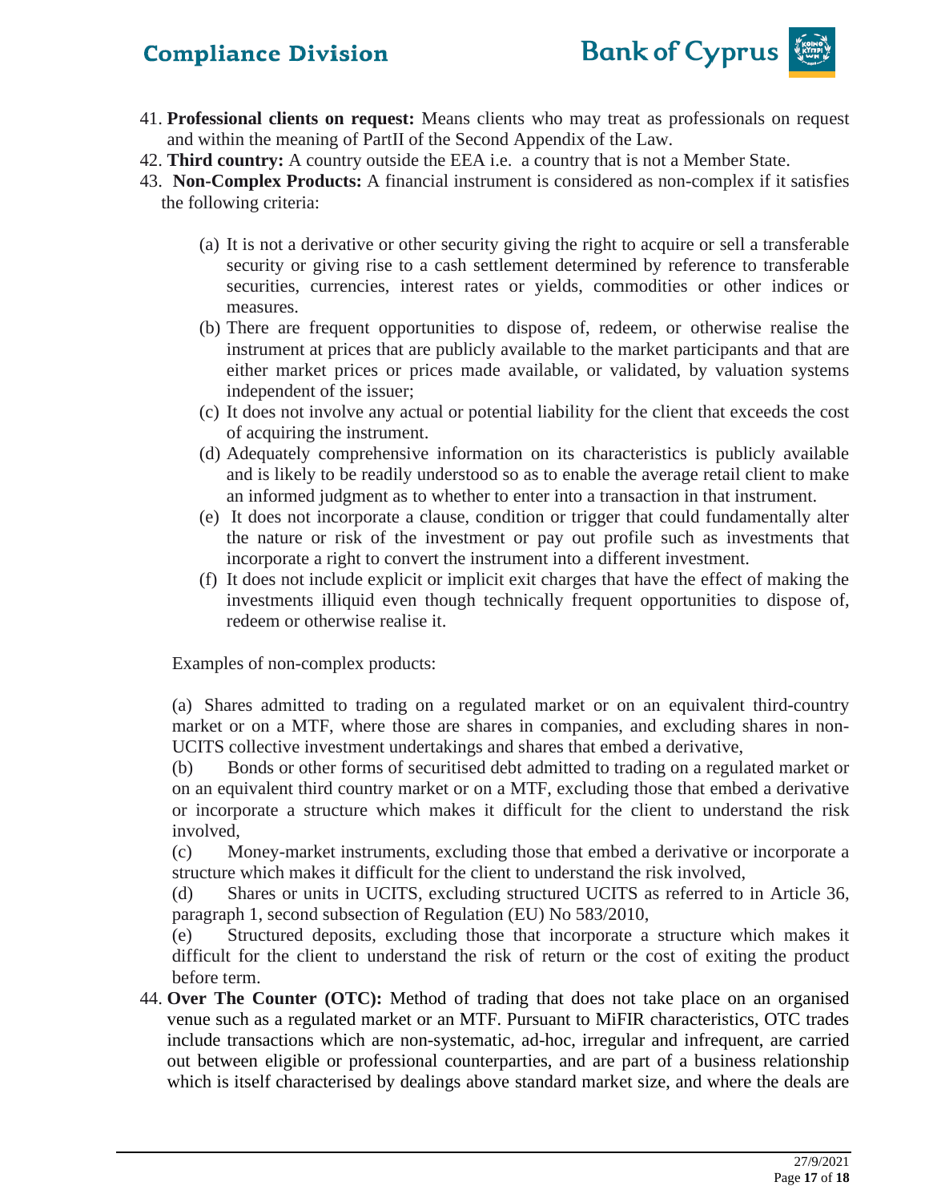41. **Professional clients on request:** Means clients who may treat as professionals on request and within the meaning of PartII of the Second Appendix of the Law.
42. **Third country:** A country outside the EEA i.e. a country that is not a Member State.
43. **Non-Complex Products:** A financial instrument is considered as non-complex if it satisfies the following criteria:

    (a) It is not a derivative or other security giving the right to acquire or sell a transferable security or giving rise to a cash settlement determined by reference to transferable securities, currencies, interest rates or yields, commodities or other indices or measures.
    (b) There are frequent opportunities to dispose of, redeem, or otherwise realise the instrument at prices that are publicly available to the market participants and that are either market prices or prices made available, or validated, by valuation systems independent of the issuer;
    (c) It does not involve any actual or potential liability for the client that exceeds the cost of acquiring the instrument.
    (d) Adequately comprehensive information on its characteristics is publicly available and is likely to be readily understood so as to enable the average retail client to make an informed judgment as to whether to enter into a transaction in that instrument.
    (e) It does not incorporate a clause, condition or trigger that could fundamentally alter the nature or risk of the investment or pay out profile such as investments that incorporate a right to convert the instrument into a different investment.
    (f) It does not include explicit or implicit exit charges that have the effect of making the investments illiquid even though technically frequent opportunities to dispose of, redeem or otherwise realise it.

    Examples of non-complex products:

    (a) Shares admitted to trading on a regulated market or on an equivalent third-country market or on a MTF, where those are shares in companies, and excluding shares in non-UCITS collective investment undertakings and shares that embed a derivative,
    (b) Bonds or other forms of securitised debt admitted to trading on a regulated market or on an equivalent third country market or on a MTF, excluding those that embed a derivative or incorporate a structure which makes it difficult for the client to understand the risk involved,
    (c) Money-market instruments, excluding those that embed a derivative or incorporate a structure which makes it difficult for the client to understand the risk involved,
    (d) Shares or units in UCITS, excluding structured UCITS as referred to in Article 36, paragraph 1, second subsection of Regulation (EU) No 583/2010,
    (e) Structured deposits, excluding those that incorporate a structure which makes it difficult for the client to understand the risk of return or the cost of exiting the product before term.
44. **Over The Counter (OTC):** Method of trading that does not take place on an organised venue such as a regulated market or an MTF. Pursuant to MiFIR characteristics, OTC trades include transactions which are non-systematic, ad-hoc, irregular and infrequent, are carried out between eligible or professional counterparties, and are part of a business relationship which is itself characterised by dealings above standard market size, and where the deals are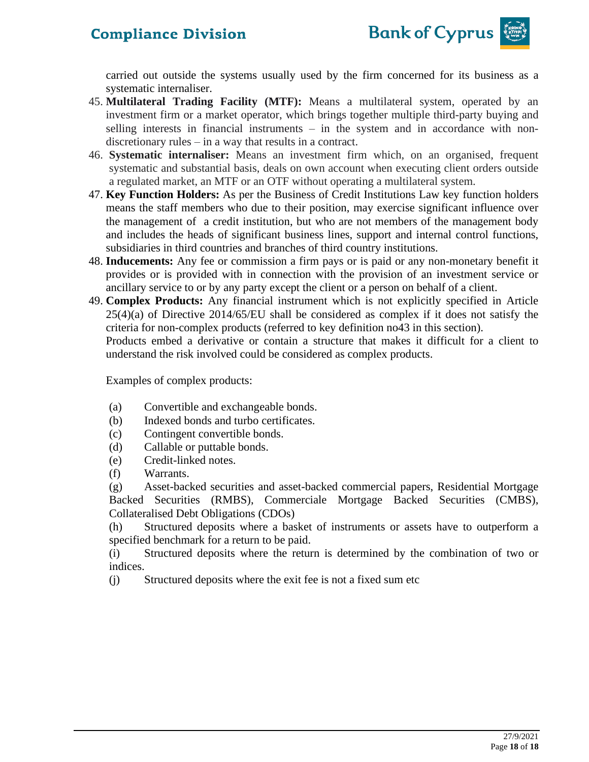carried out outside the systems usually used by the firm concerned for its business as a systematic internaliser.

45. **Multilateral Trading Facility (MTF):** Means a multilateral system, operated by an investment firm or a market operator, which brings together multiple third-party buying and selling interests in financial instruments – in the system and in accordance with non-discretionary rules – in a way that results in a contract.
46. **Systematic internaliser:** Means an investment firm which, on an organised, frequent systematic and substantial basis, deals on own account when executing client orders outside a regulated market, an MTF or an OTF without operating a multilateral system.
47. **Key Function Holders:** As per the Business of Credit Institutions Law key function holders means the staff members who due to their position, may exercise significant influence over the management of a credit institution, but who are not members of the management body and includes the heads of significant business lines, support and internal control functions, subsidiaries in third countries and branches of third country institutions.
48. **Inducements:** Any fee or commission a firm pays or is paid or any non-monetary benefit it provides or is provided with in connection with the provision of an investment service or ancillary service to or by any party except the client or a person on behalf of a client.
49. **Complex Products:** Any financial instrument which is not explicitly specified in Article 25(4)(a) of Directive 2014/65/EU shall be considered as complex if it does not satisfy the criteria for non-complex products (referred to key definition no43 in this section).
    Products embed a derivative or contain a structure that makes it difficult for a client to understand the risk involved could be considered as complex products.

    Examples of complex products:

    (a) Convertible and exchangeable bonds.
    (b) Indexed bonds and turbo certificates.
    (c) Contingent convertible bonds.
    (d) Callable or puttable bonds.
    (e) Credit-linked notes.
    (f) Warrants.
    (g) Asset-backed securities and asset-backed commercial papers, Residential Mortgage Backed Securities (RMBS), Commerciale Mortgage Backed Securities (CMBS), Collateralised Debt Obligations (CDOs)
    (h) Structured deposits where a basket of instruments or assets have to outperform a specified benchmark for a return to be paid.
    (i) Structured deposits where the return is determined by the combination of two or indices.
    (j) Structured deposits where the exit fee is not a fixed sum etc